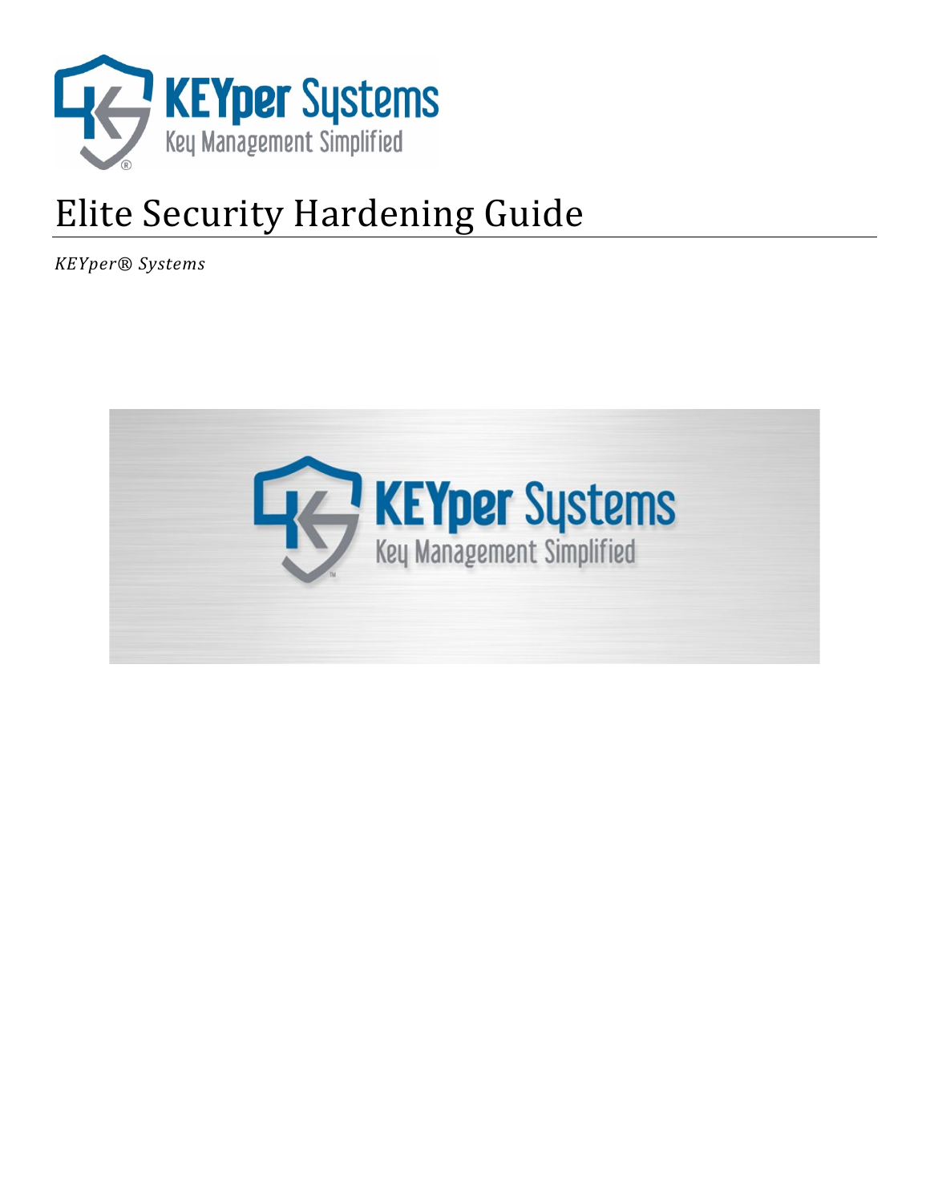# Elite Security Hardening Guide

*KEYper® Systems*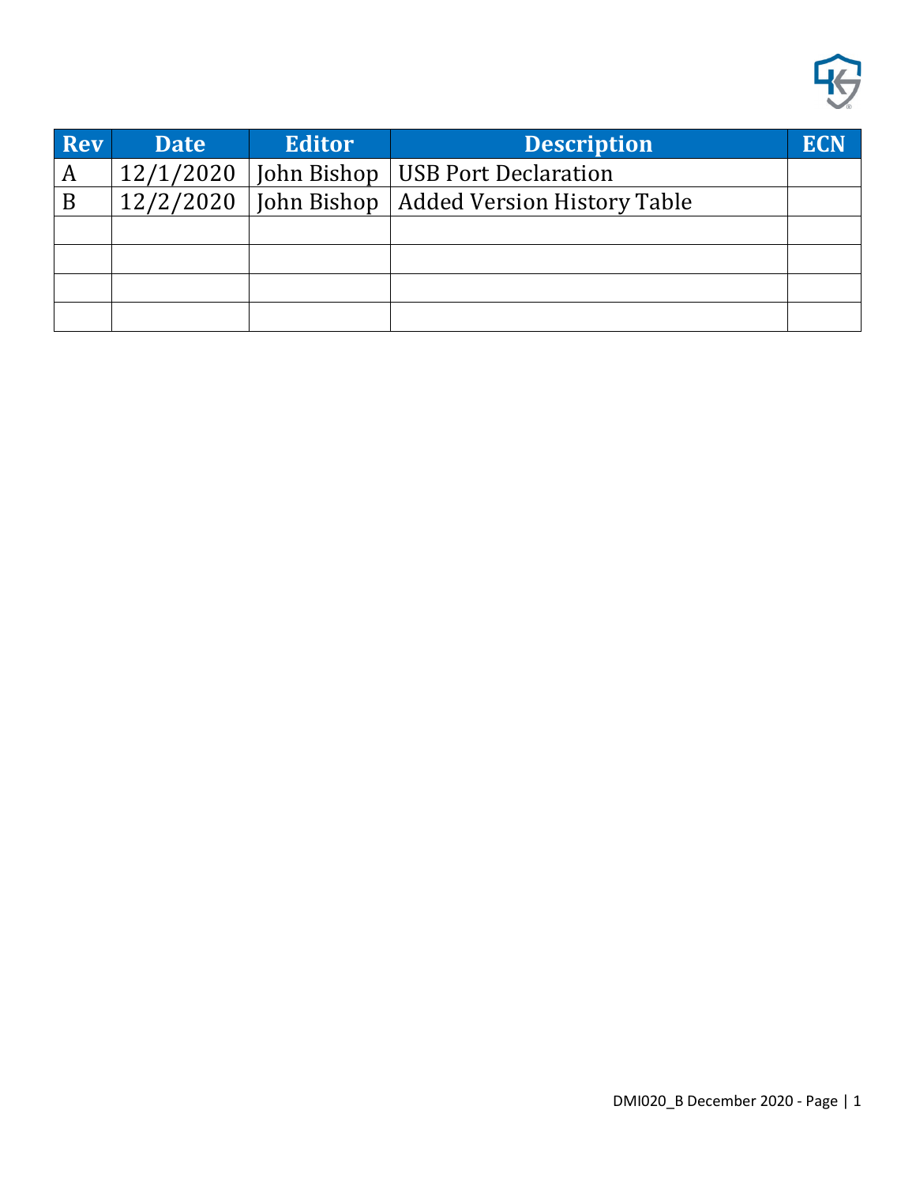| Rev | Date | Editor | Description | ECN |
|---|---|---|---|---|
| A | 12/1/2020 | John Bishop | USB Port Declaration | |
| B | 12/2/2020 | John Bishop | Added Version History Table | |
| | | | | |
| | | | | |
| | | | | |
| | | | | |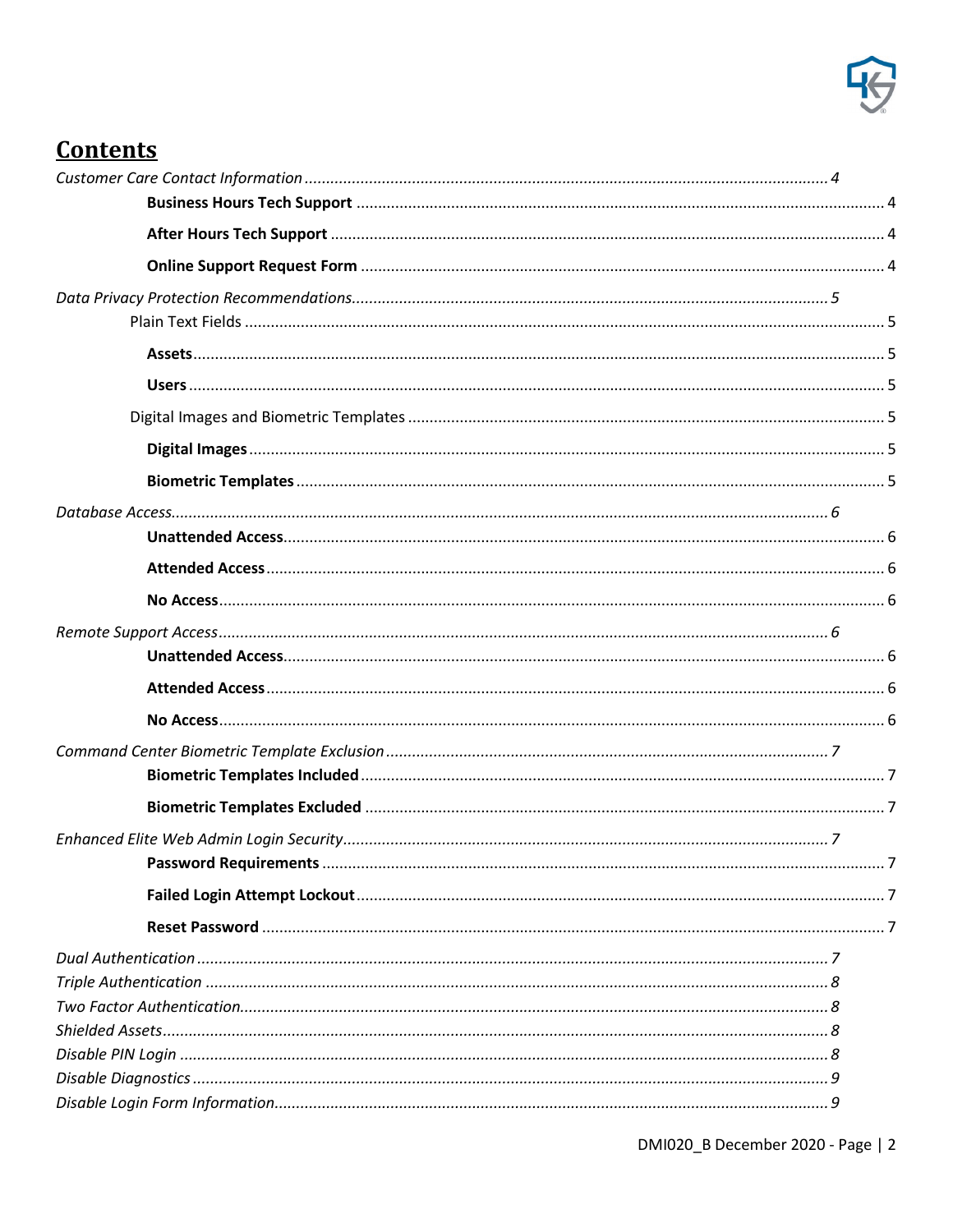# Contents

*Customer Care Contact Information* ... *4*

- **Business Hours Tech Support** ... 4
- **After Hours Tech Support** ... 4
- **Online Support Request Form** ... 4

*Data Privacy Protection Recommendations* ... *5*

- Plain Text Fields ... 5
  - **Assets** ... 5
  - **Users** ... 5
- Digital Images and Biometric Templates ... 5
  - **Digital Images** ... 5
  - **Biometric Templates** ... 5

*Database Access* ... *6*

- **Unattended Access** ... 6
- **Attended Access** ... 6
- **No Access** ... 6

*Remote Support Access* ... *6*

- **Unattended Access** ... 6
- **Attended Access** ... 6
- **No Access** ... 6

*Command Center Biometric Template Exclusion* ... *7*

- **Biometric Templates Included** ... 7
- **Biometric Templates Excluded** ... 7

*Enhanced Elite Web Admin Login Security* ... *7*

- **Password Requirements** ... 7
- **Failed Login Attempt Lockout** ... 7
- **Reset Password** ... 7

*Dual Authentication* ... *7*

*Triple Authentication* ... *8*

*Two Factor Authentication* ... *8*

*Shielded Assets* ... *8*

*Disable PIN Login* ... *8*

*Disable Diagnostics* ... *9*

*Disable Login Form Information* ... *9*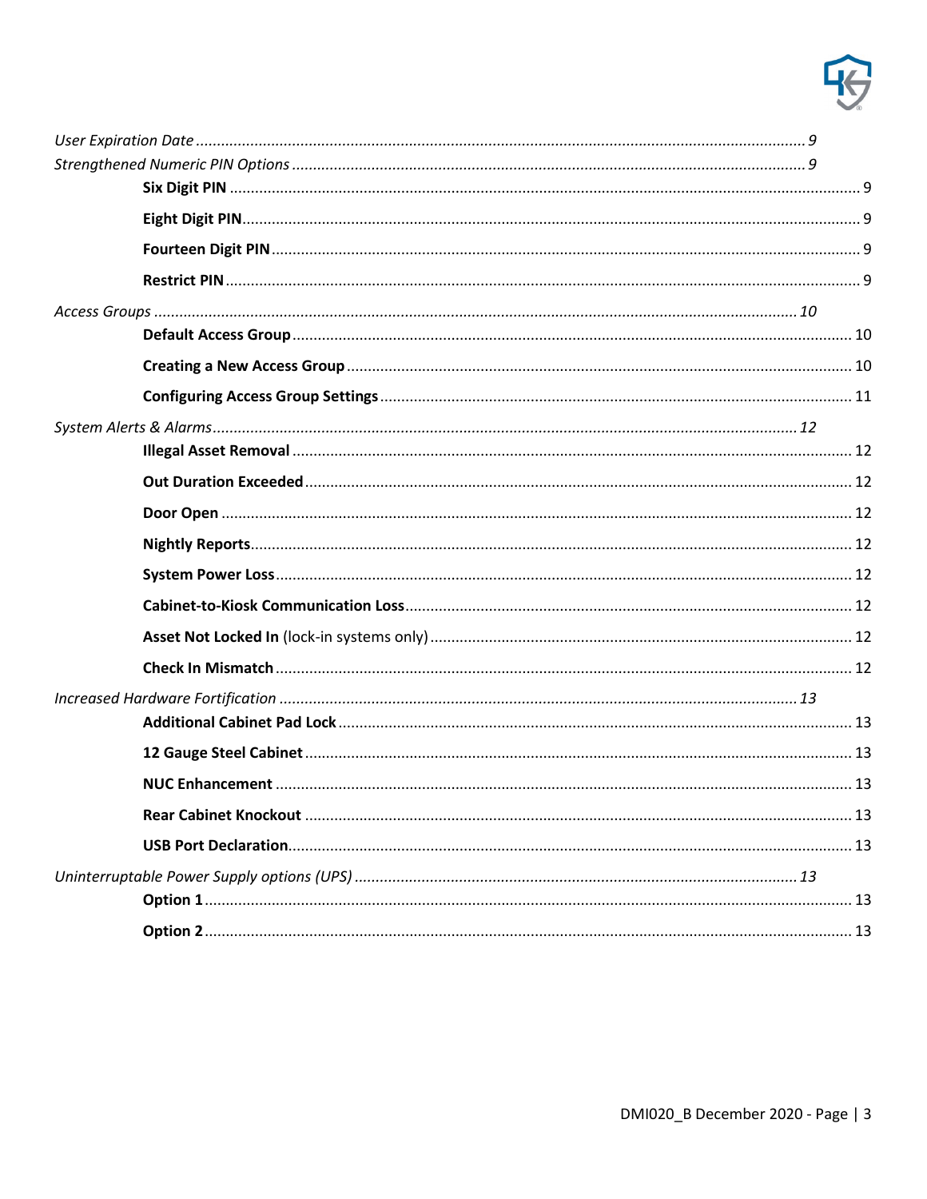*User Expiration Date* ................................................................................................................................ *9*

*Strengthened Numeric PIN Options* ......................................................................................................... *9*

- **Six Digit PIN** ..................................................................................................................................... 9
- **Eight Digit PIN**.................................................................................................................................. 9
- **Fourteen Digit PIN**........................................................................................................................... 9
- **Restrict PIN** ...................................................................................................................................... 9

*Access Groups* ....................................................................................................................................... *10*

- **Default Access Group** .................................................................................................................... 10
- **Creating a New Access Group** ........................................................................................................ 10
- **Configuring Access Group Settings** ................................................................................................ 11

*System Alerts & Alarms*.......................................................................................................................... *12*

- **Illegal Asset Removal** ..................................................................................................................... 12
- **Out Duration Exceeded** .................................................................................................................. 12
- **Door Open** ...................................................................................................................................... 12
- **Nightly Reports**............................................................................................................................... 12
- **System Power Loss**......................................................................................................................... 12
- **Cabinet-to-Kiosk Communication Loss**.......................................................................................... 12
- **Asset Not Locked In** (lock-in systems only) .................................................................................... 12
- **Check In Mismatch** ......................................................................................................................... 12

*Increased Hardware Fortification* .......................................................................................................... *13*

- **Additional Cabinet Pad Lock** .......................................................................................................... 13
- **12 Gauge Steel Cabinet** .................................................................................................................. 13
- **NUC Enhancement** ......................................................................................................................... 13
- **Rear Cabinet Knockout** .................................................................................................................. 13
- **USB Port Declaration**...................................................................................................................... 13

*Uninterruptable Power Supply options (UPS)* ........................................................................................ *13*

- **Option 1** .......................................................................................................................................... 13
- **Option 2** .......................................................................................................................................... 13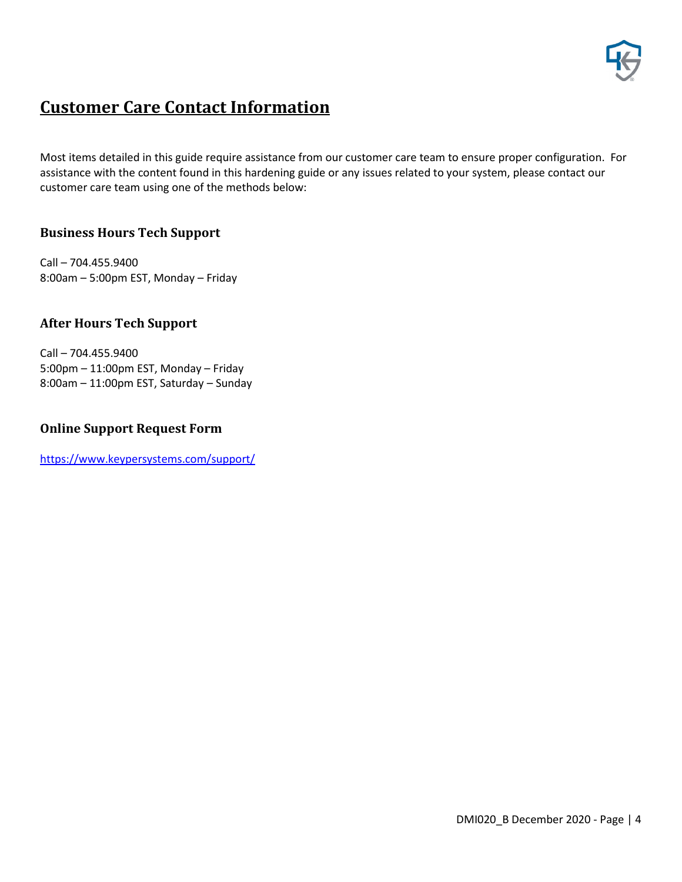# Customer Care Contact Information

Most items detailed in this guide require assistance from our customer care team to ensure proper configuration. For assistance with the content found in this hardening guide or any issues related to your system, please contact our customer care team using one of the methods below:

### Business Hours Tech Support

Call – 704.455.9400
8:00am – 5:00pm EST, Monday – Friday

### After Hours Tech Support

Call – 704.455.9400
5:00pm – 11:00pm EST, Monday – Friday
8:00am – 11:00pm EST, Saturday – Sunday

### Online Support Request Form

https://www.keypersystems.com/support/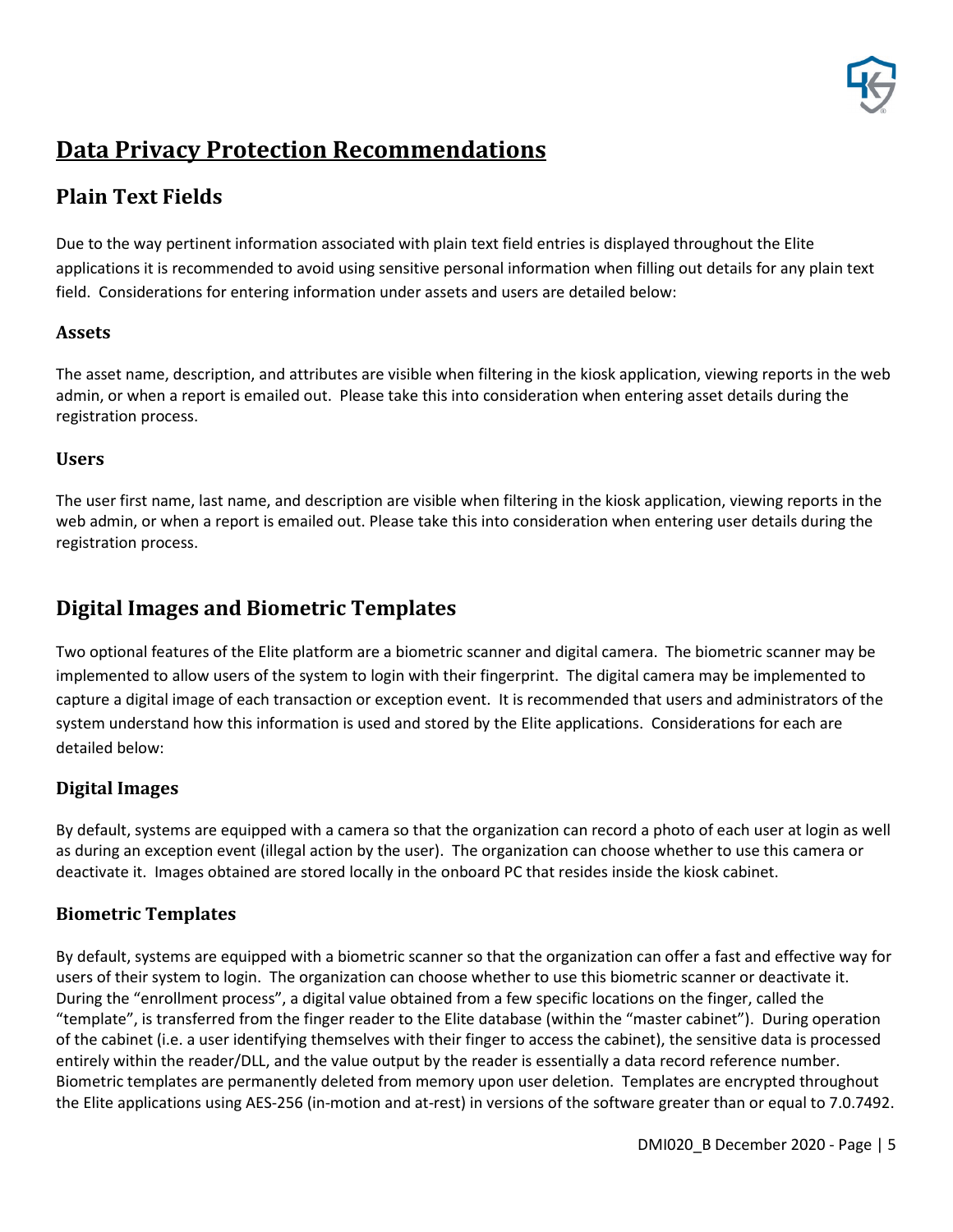# Data Privacy Protection Recommendations

## Plain Text Fields

Due to the way pertinent information associated with plain text field entries is displayed throughout the Elite applications it is recommended to avoid using sensitive personal information when filling out details for any plain text field. Considerations for entering information under assets and users are detailed below:

### Assets

The asset name, description, and attributes are visible when filtering in the kiosk application, viewing reports in the web admin, or when a report is emailed out. Please take this into consideration when entering asset details during the registration process.

### Users

The user first name, last name, and description are visible when filtering in the kiosk application, viewing reports in the web admin, or when a report is emailed out. Please take this into consideration when entering user details during the registration process.

## Digital Images and Biometric Templates

Two optional features of the Elite platform are a biometric scanner and digital camera. The biometric scanner may be implemented to allow users of the system to login with their fingerprint. The digital camera may be implemented to capture a digital image of each transaction or exception event. It is recommended that users and administrators of the system understand how this information is used and stored by the Elite applications. Considerations for each are detailed below:

### Digital Images

By default, systems are equipped with a camera so that the organization can record a photo of each user at login as well as during an exception event (illegal action by the user). The organization can choose whether to use this camera or deactivate it. Images obtained are stored locally in the onboard PC that resides inside the kiosk cabinet.

### Biometric Templates

By default, systems are equipped with a biometric scanner so that the organization can offer a fast and effective way for users of their system to login. The organization can choose whether to use this biometric scanner or deactivate it. During the "enrollment process", a digital value obtained from a few specific locations on the finger, called the "template", is transferred from the finger reader to the Elite database (within the "master cabinet"). During operation of the cabinet (i.e. a user identifying themselves with their finger to access the cabinet), the sensitive data is processed entirely within the reader/DLL, and the value output by the reader is essentially a data record reference number. Biometric templates are permanently deleted from memory upon user deletion. Templates are encrypted throughout the Elite applications using AES-256 (in-motion and at-rest) in versions of the software greater than or equal to 7.0.7492.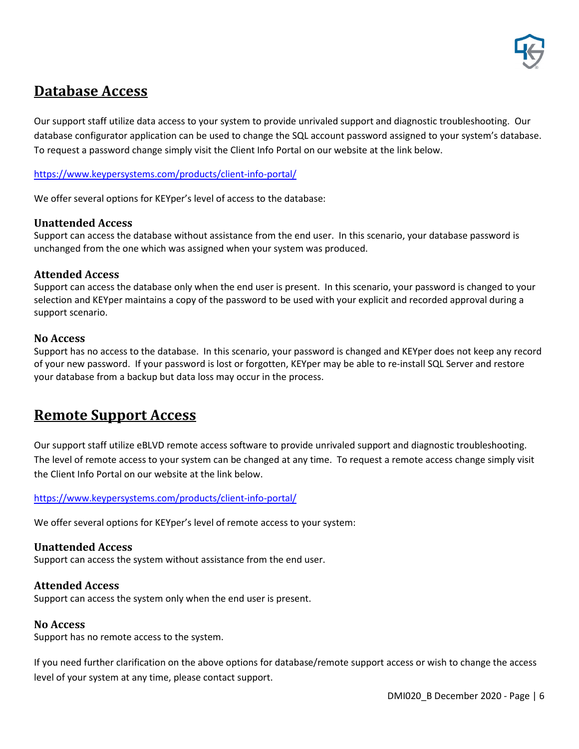## Database Access

Our support staff utilize data access to your system to provide unrivaled support and diagnostic troubleshooting. Our database configurator application can be used to change the SQL account password assigned to your system's database. To request a password change simply visit the Client Info Portal on our website at the link below.

https://www.keypersystems.com/products/client-info-portal/

We offer several options for KEYper's level of access to the database:

### Unattended Access

Support can access the database without assistance from the end user. In this scenario, your database password is unchanged from the one which was assigned when your system was produced.

### Attended Access

Support can access the database only when the end user is present. In this scenario, your password is changed to your selection and KEYper maintains a copy of the password to be used with your explicit and recorded approval during a support scenario.

### No Access

Support has no access to the database. In this scenario, your password is changed and KEYper does not keep any record of your new password. If your password is lost or forgotten, KEYper may be able to re-install SQL Server and restore your database from a backup but data loss may occur in the process.

## Remote Support Access

Our support staff utilize eBLVD remote access software to provide unrivaled support and diagnostic troubleshooting. The level of remote access to your system can be changed at any time. To request a remote access change simply visit the Client Info Portal on our website at the link below.

https://www.keypersystems.com/products/client-info-portal/

We offer several options for KEYper's level of remote access to your system:

### Unattended Access

Support can access the system without assistance from the end user.

### Attended Access

Support can access the system only when the end user is present.

### No Access

Support has no remote access to the system.

If you need further clarification on the above options for database/remote support access or wish to change the access level of your system at any time, please contact support.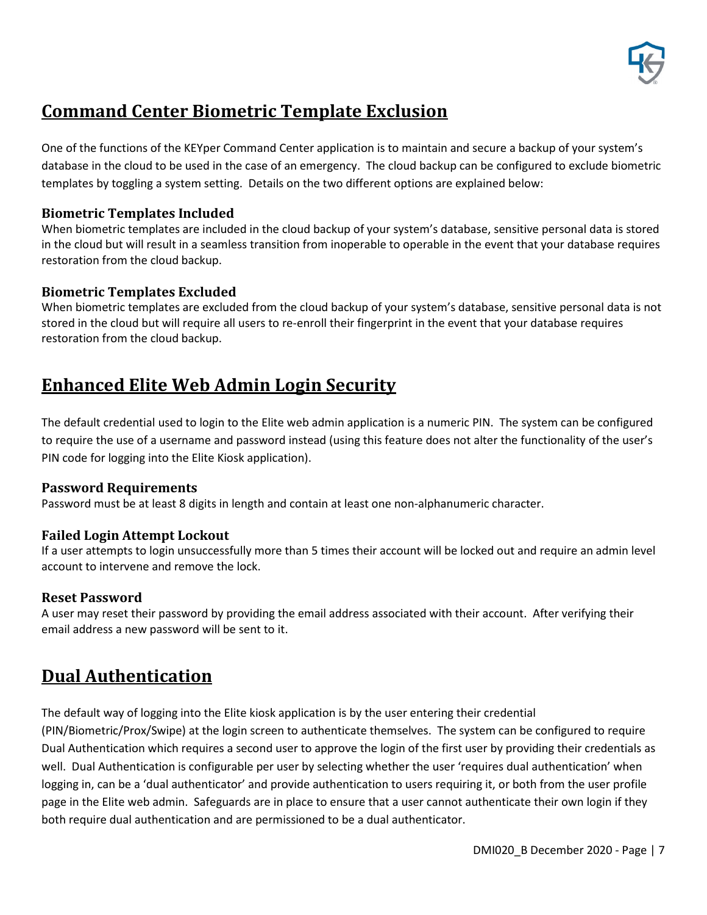## Command Center Biometric Template Exclusion

One of the functions of the KEYper Command Center application is to maintain and secure a backup of your system's database in the cloud to be used in the case of an emergency. The cloud backup can be configured to exclude biometric templates by toggling a system setting. Details on the two different options are explained below:

### Biometric Templates Included

When biometric templates are included in the cloud backup of your system's database, sensitive personal data is stored in the cloud but will result in a seamless transition from inoperable to operable in the event that your database requires restoration from the cloud backup.

### Biometric Templates Excluded

When biometric templates are excluded from the cloud backup of your system's database, sensitive personal data is not stored in the cloud but will require all users to re-enroll their fingerprint in the event that your database requires restoration from the cloud backup.

## Enhanced Elite Web Admin Login Security

The default credential used to login to the Elite web admin application is a numeric PIN. The system can be configured to require the use of a username and password instead (using this feature does not alter the functionality of the user's PIN code for logging into the Elite Kiosk application).

### Password Requirements

Password must be at least 8 digits in length and contain at least one non-alphanumeric character.

### Failed Login Attempt Lockout

If a user attempts to login unsuccessfully more than 5 times their account will be locked out and require an admin level account to intervene and remove the lock.

### Reset Password

A user may reset their password by providing the email address associated with their account. After verifying their email address a new password will be sent to it.

## Dual Authentication

The default way of logging into the Elite kiosk application is by the user entering their credential (PIN/Biometric/Prox/Swipe) at the login screen to authenticate themselves. The system can be configured to require Dual Authentication which requires a second user to approve the login of the first user by providing their credentials as well. Dual Authentication is configurable per user by selecting whether the user 'requires dual authentication' when logging in, can be a 'dual authenticator' and provide authentication to users requiring it, or both from the user profile page in the Elite web admin. Safeguards are in place to ensure that a user cannot authenticate their own login if they both require dual authentication and are permissioned to be a dual authenticator.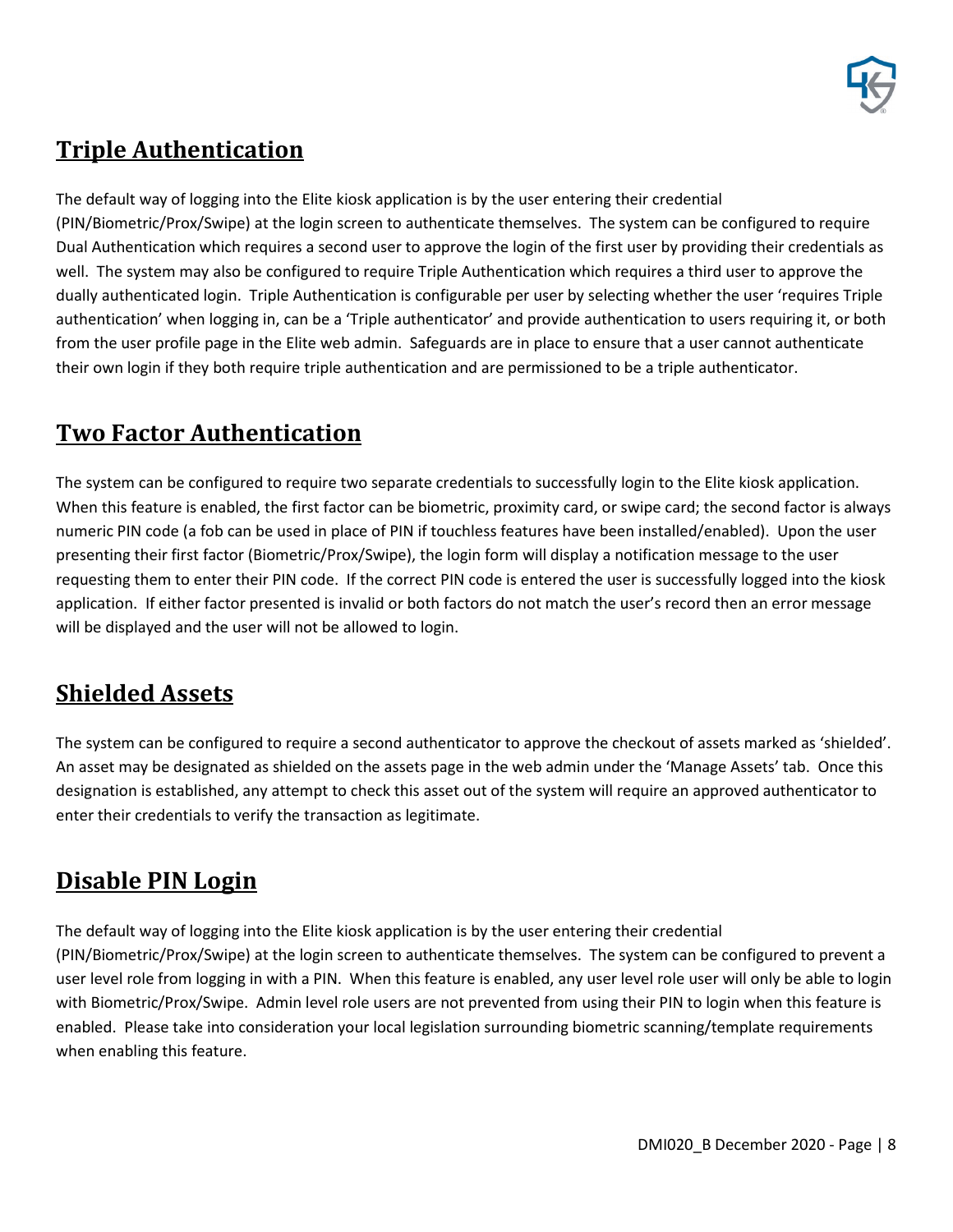## Triple Authentication

The default way of logging into the Elite kiosk application is by the user entering their credential (PIN/Biometric/Prox/Swipe) at the login screen to authenticate themselves. The system can be configured to require Dual Authentication which requires a second user to approve the login of the first user by providing their credentials as well. The system may also be configured to require Triple Authentication which requires a third user to approve the dually authenticated login. Triple Authentication is configurable per user by selecting whether the user 'requires Triple authentication' when logging in, can be a 'Triple authenticator' and provide authentication to users requiring it, or both from the user profile page in the Elite web admin. Safeguards are in place to ensure that a user cannot authenticate their own login if they both require triple authentication and are permissioned to be a triple authenticator.

## Two Factor Authentication

The system can be configured to require two separate credentials to successfully login to the Elite kiosk application. When this feature is enabled, the first factor can be biometric, proximity card, or swipe card; the second factor is always numeric PIN code (a fob can be used in place of PIN if touchless features have been installed/enabled). Upon the user presenting their first factor (Biometric/Prox/Swipe), the login form will display a notification message to the user requesting them to enter their PIN code. If the correct PIN code is entered the user is successfully logged into the kiosk application. If either factor presented is invalid or both factors do not match the user's record then an error message will be displayed and the user will not be allowed to login.

## Shielded Assets

The system can be configured to require a second authenticator to approve the checkout of assets marked as 'shielded'. An asset may be designated as shielded on the assets page in the web admin under the 'Manage Assets' tab. Once this designation is established, any attempt to check this asset out of the system will require an approved authenticator to enter their credentials to verify the transaction as legitimate.

## Disable PIN Login

The default way of logging into the Elite kiosk application is by the user entering their credential (PIN/Biometric/Prox/Swipe) at the login screen to authenticate themselves. The system can be configured to prevent a user level role from logging in with a PIN. When this feature is enabled, any user level role user will only be able to login with Biometric/Prox/Swipe. Admin level role users are not prevented from using their PIN to login when this feature is enabled. Please take into consideration your local legislation surrounding biometric scanning/template requirements when enabling this feature.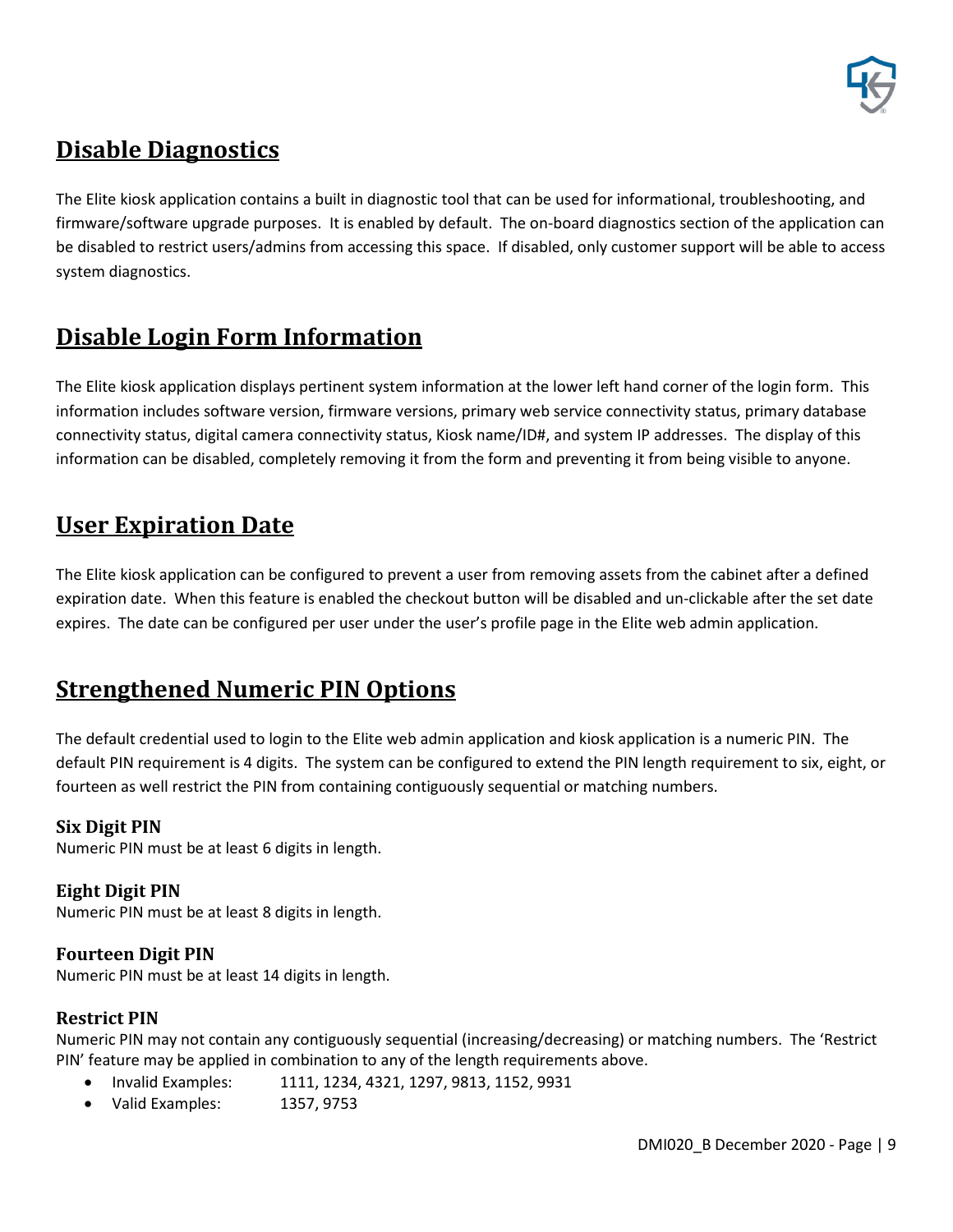## Disable Diagnostics

The Elite kiosk application contains a built in diagnostic tool that can be used for informational, troubleshooting, and firmware/software upgrade purposes. It is enabled by default. The on-board diagnostics section of the application can be disabled to restrict users/admins from accessing this space. If disabled, only customer support will be able to access system diagnostics.

## Disable Login Form Information

The Elite kiosk application displays pertinent system information at the lower left hand corner of the login form. This information includes software version, firmware versions, primary web service connectivity status, primary database connectivity status, digital camera connectivity status, Kiosk name/ID#, and system IP addresses. The display of this information can be disabled, completely removing it from the form and preventing it from being visible to anyone.

## User Expiration Date

The Elite kiosk application can be configured to prevent a user from removing assets from the cabinet after a defined expiration date. When this feature is enabled the checkout button will be disabled and un-clickable after the set date expires. The date can be configured per user under the user's profile page in the Elite web admin application.

## Strengthened Numeric PIN Options

The default credential used to login to the Elite web admin application and kiosk application is a numeric PIN. The default PIN requirement is 4 digits. The system can be configured to extend the PIN length requirement to six, eight, or fourteen as well restrict the PIN from containing contiguously sequential or matching numbers.

### Six Digit PIN

Numeric PIN must be at least 6 digits in length.

### Eight Digit PIN

Numeric PIN must be at least 8 digits in length.

### Fourteen Digit PIN

Numeric PIN must be at least 14 digits in length.

### Restrict PIN

Numeric PIN may not contain any contiguously sequential (increasing/decreasing) or matching numbers. The 'Restrict PIN' feature may be applied in combination to any of the length requirements above.

- Invalid Examples: 1111, 1234, 4321, 1297, 9813, 1152, 9931
- Valid Examples: 1357, 9753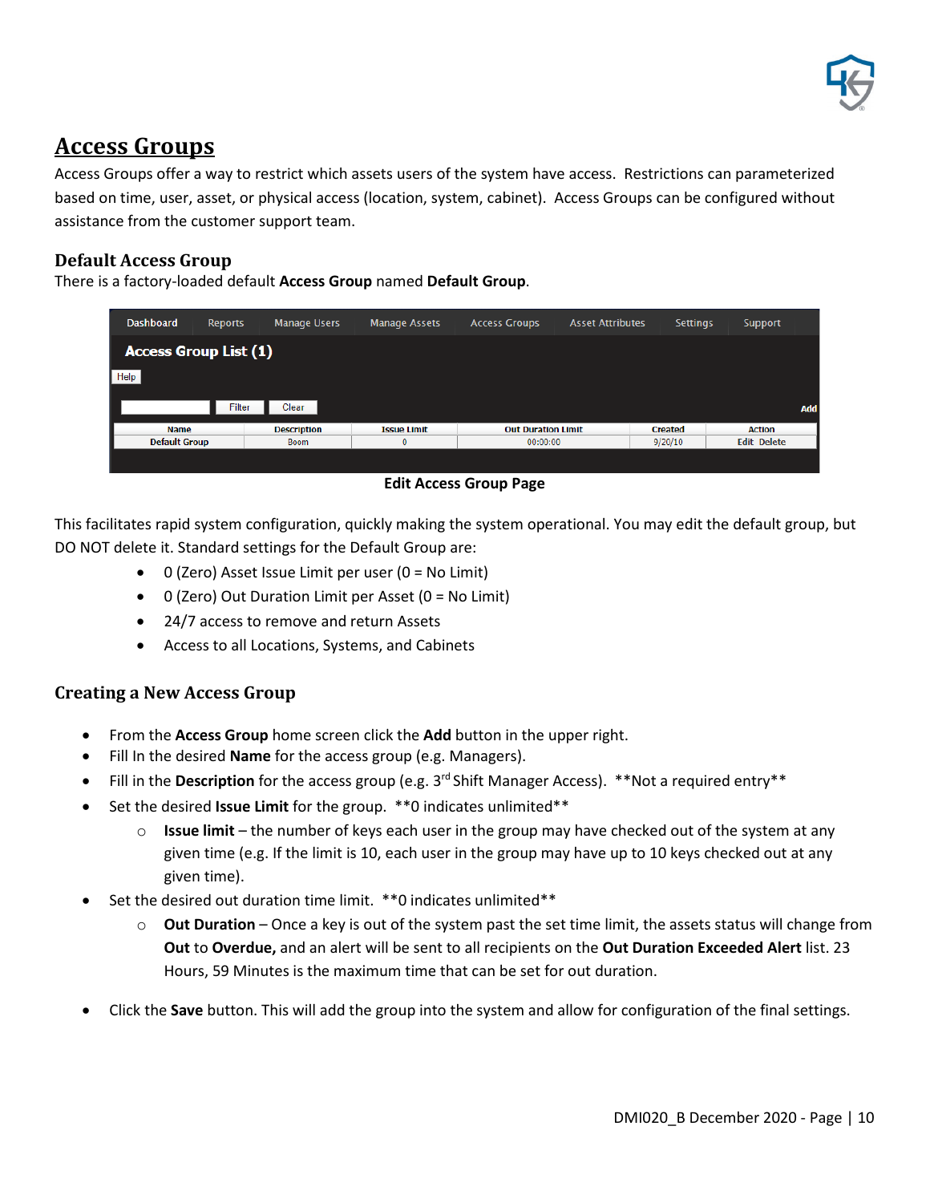# Access Groups

Access Groups offer a way to restrict which assets users of the system have access. Restrictions can parameterized based on time, user, asset, or physical access (location, system, cabinet). Access Groups can be configured without assistance from the customer support team.

## Default Access Group

There is a factory-loaded default **Access Group** named **Default Group**.

| Name | Description | Issue Limit | Out Duration Limit | Created | Action |
|---|---|---|---|---|---|
| Default Group | Boom | 0 | 00:00:00 | 9/20/10 | Edit Delete |

**Edit Access Group Page**

This facilitates rapid system configuration, quickly making the system operational. You may edit the default group, but DO NOT delete it. Standard settings for the Default Group are:

- 0 (Zero) Asset Issue Limit per user (0 = No Limit)
- 0 (Zero) Out Duration Limit per Asset (0 = No Limit)
- 24/7 access to remove and return Assets
- Access to all Locations, Systems, and Cabinets

## Creating a New Access Group

- From the **Access Group** home screen click the **Add** button in the upper right.
- Fill In the desired **Name** for the access group (e.g. Managers).
- Fill in the **Description** for the access group (e.g. 3rd Shift Manager Access). **Not a required entry**
- Set the desired **Issue Limit** for the group. **0 indicates unlimited**
  - **Issue limit** – the number of keys each user in the group may have checked out of the system at any given time (e.g. If the limit is 10, each user in the group may have up to 10 keys checked out at any given time).
- Set the desired out duration time limit. **0 indicates unlimited**
  - **Out Duration** – Once a key is out of the system past the set time limit, the assets status will change from **Out** to **Overdue,** and an alert will be sent to all recipients on the **Out Duration Exceeded Alert** list. 23 Hours, 59 Minutes is the maximum time that can be set for out duration.
- Click the **Save** button. This will add the group into the system and allow for configuration of the final settings.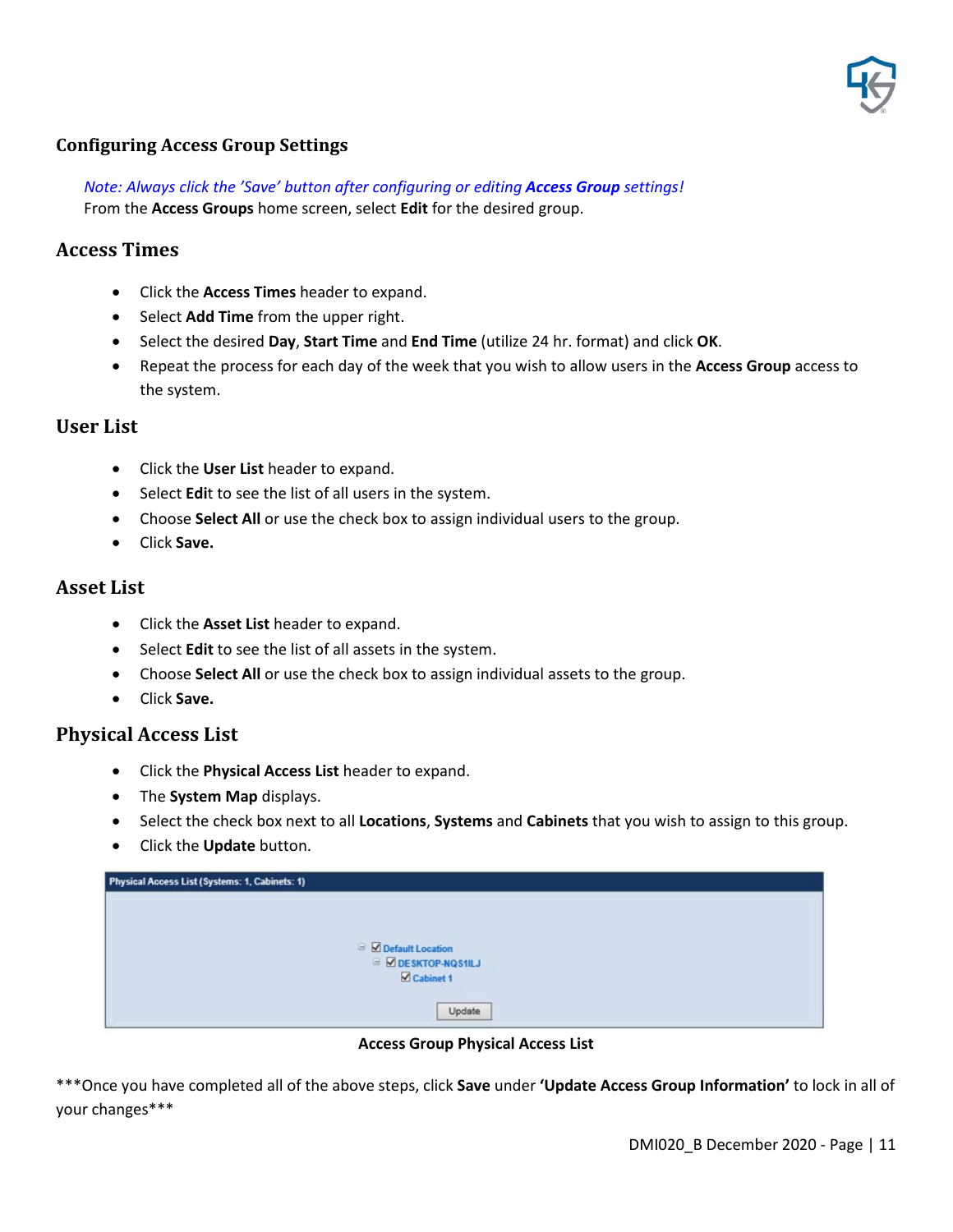## Configuring Access Group Settings

*Note: Always click the 'Save' button after configuring or editing **Access Group** settings!*
From the **Access Groups** home screen, select **Edit** for the desired group.

### Access Times

- Click the **Access Times** header to expand.
- Select **Add Time** from the upper right.
- Select the desired **Day**, **Start Time** and **End Time** (utilize 24 hr. format) and click **OK**.
- Repeat the process for each day of the week that you wish to allow users in the **Access Group** access to the system.

### User List

- Click the **User List** header to expand.
- Select **Edi**t to see the list of all users in the system.
- Choose **Select All** or use the check box to assign individual users to the group.
- Click **Save.**

### Asset List

- Click the **Asset List** header to expand.
- Select **Edit** to see the list of all assets in the system.
- Choose **Select All** or use the check box to assign individual assets to the group.
- Click **Save.**

### Physical Access List

- Click the **Physical Access List** header to expand.
- The **System Map** displays.
- Select the check box next to all **Locations**, **Systems** and **Cabinets** that you wish to assign to this group.
- Click the **Update** button.

Physical Access List (Systems: 1, Cabinets: 1)

- ☑ Default Location
  - ☑ DESKTOP-NQS1ILJ
    - ☑ Cabinet 1

Update

**Access Group Physical Access List**

***Once you have completed all of the above steps, click **Save** under **'Update Access Group Information'** to lock in all of your changes***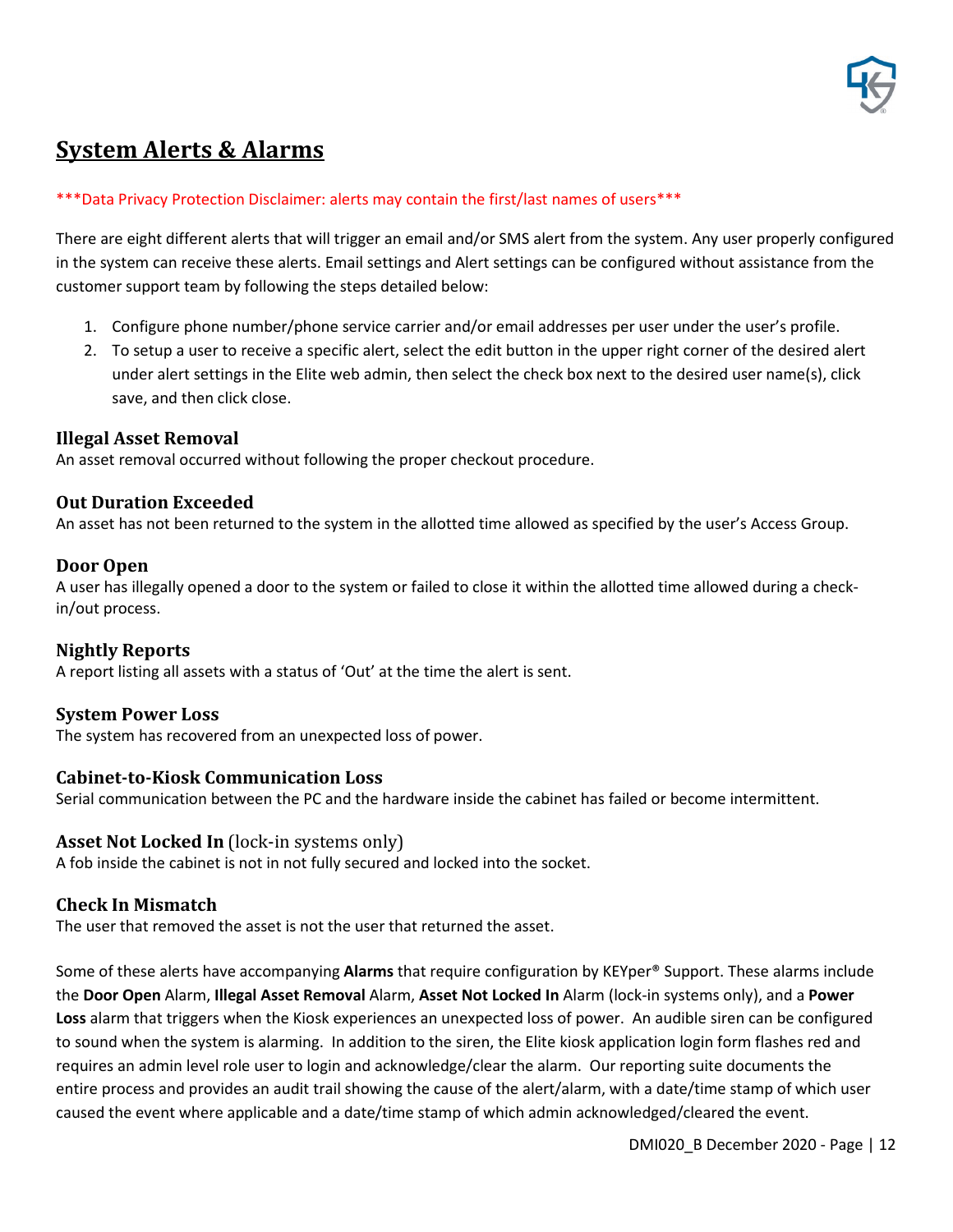# System Alerts & Alarms

***Data Privacy Protection Disclaimer: alerts may contain the first/last names of users***

There are eight different alerts that will trigger an email and/or SMS alert from the system. Any user properly configured in the system can receive these alerts. Email settings and Alert settings can be configured without assistance from the customer support team by following the steps detailed below:

1. Configure phone number/phone service carrier and/or email addresses per user under the user's profile.
2. To setup a user to receive a specific alert, select the edit button in the upper right corner of the desired alert under alert settings in the Elite web admin, then select the check box next to the desired user name(s), click save, and then click close.

### Illegal Asset Removal

An asset removal occurred without following the proper checkout procedure.

### Out Duration Exceeded

An asset has not been returned to the system in the allotted time allowed as specified by the user's Access Group.

### Door Open

A user has illegally opened a door to the system or failed to close it within the allotted time allowed during a check-in/out process.

### Nightly Reports

A report listing all assets with a status of 'Out' at the time the alert is sent.

### System Power Loss

The system has recovered from an unexpected loss of power.

### Cabinet-to-Kiosk Communication Loss

Serial communication between the PC and the hardware inside the cabinet has failed or become intermittent.

### Asset Not Locked In (lock-in systems only)

A fob inside the cabinet is not in not fully secured and locked into the socket.

### Check In Mismatch

The user that removed the asset is not the user that returned the asset.

Some of these alerts have accompanying **Alarms** that require configuration by KEYper® Support. These alarms include the **Door Open** Alarm, **Illegal Asset Removal** Alarm, **Asset Not Locked In** Alarm (lock-in systems only), and a **Power Loss** alarm that triggers when the Kiosk experiences an unexpected loss of power. An audible siren can be configured to sound when the system is alarming. In addition to the siren, the Elite kiosk application login form flashes red and requires an admin level role user to login and acknowledge/clear the alarm. Our reporting suite documents the entire process and provides an audit trail showing the cause of the alert/alarm, with a date/time stamp of which user caused the event where applicable and a date/time stamp of which admin acknowledged/cleared the event.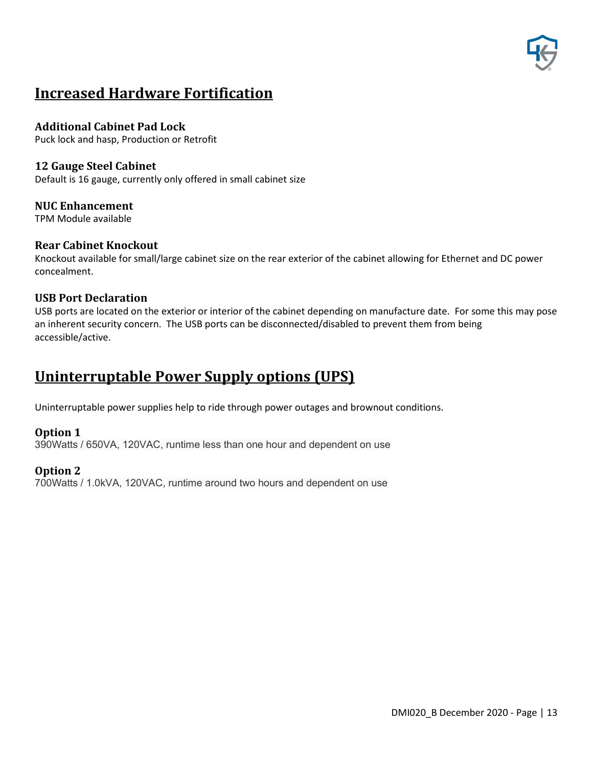## Increased Hardware Fortification

### Additional Cabinet Pad Lock

Puck lock and hasp, Production or Retrofit

### 12 Gauge Steel Cabinet

Default is 16 gauge, currently only offered in small cabinet size

### NUC Enhancement

TPM Module available

### Rear Cabinet Knockout

Knockout available for small/large cabinet size on the rear exterior of the cabinet allowing for Ethernet and DC power concealment.

### USB Port Declaration

USB ports are located on the exterior or interior of the cabinet depending on manufacture date. For some this may pose an inherent security concern. The USB ports can be disconnected/disabled to prevent them from being accessible/active.

## Uninterruptable Power Supply options (UPS)

Uninterruptable power supplies help to ride through power outages and brownout conditions.

### Option 1

390Watts / 650VA, 120VAC, runtime less than one hour and dependent on use

### Option 2

700Watts / 1.0kVA, 120VAC, runtime around two hours and dependent on use